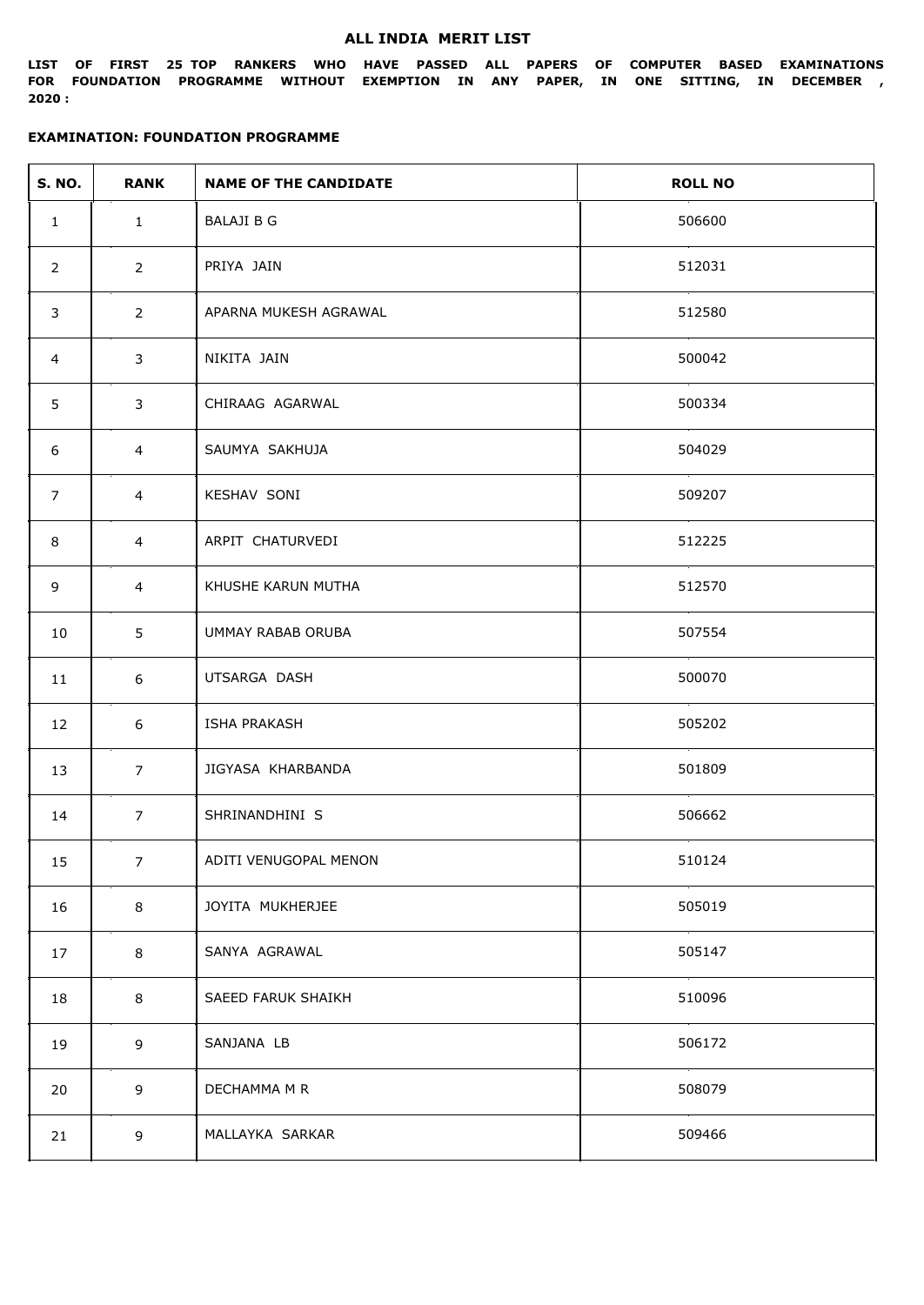## ALL INDIA MERIT LIST

**LIST OF FIRST 25 TOP RANKERS WHO HAVE PASSED ALL PAPERS OF COMPUTER BASED EXAMINATIONS FOR FOUNDATION PROGRAMME WITHOUT EXEMPTION IN ANY PAPER, IN ONE SITTING, IN DECEMBER , 2020 :**

**EXAMINATION: FOUNDATION PROGRAMME**

| S. NO. | RANK | NAME OF THE CANDIDATE | ROLL NO |
|---|---|---|---|
| 1 | 1 | BALAJI B G | 506600 |
| 2 | 2 | PRIYA JAIN | 512031 |
| 3 | 2 | APARNA MUKESH AGRAWAL | 512580 |
| 4 | 3 | NIKITA JAIN | 500042 |
| 5 | 3 | CHIRAAG AGARWAL | 500334 |
| 6 | 4 | SAUMYA SAKHUJA | 504029 |
| 7 | 4 | KESHAV SONI | 509207 |
| 8 | 4 | ARPIT CHATURVEDI | 512225 |
| 9 | 4 | KHUSHE KARUN MUTHA | 512570 |
| 10 | 5 | UMMAY RABAB ORUBA | 507554 |
| 11 | 6 | UTSARGA DASH | 500070 |
| 12 | 6 | ISHA PRAKASH | 505202 |
| 13 | 7 | JIGYASA KHARBANDA | 501809 |
| 14 | 7 | SHRINANDHINI S | 506662 |
| 15 | 7 | ADITI VENUGOPAL MENON | 510124 |
| 16 | 8 | JOYITA MUKHERJEE | 505019 |
| 17 | 8 | SANYA AGRAWAL | 505147 |
| 18 | 8 | SAEED FARUK SHAIKH | 510096 |
| 19 | 9 | SANJANA LB | 506172 |
| 20 | 9 | DECHAMMA M R | 508079 |
| 21 | 9 | MALLAYKA SARKAR | 509466 |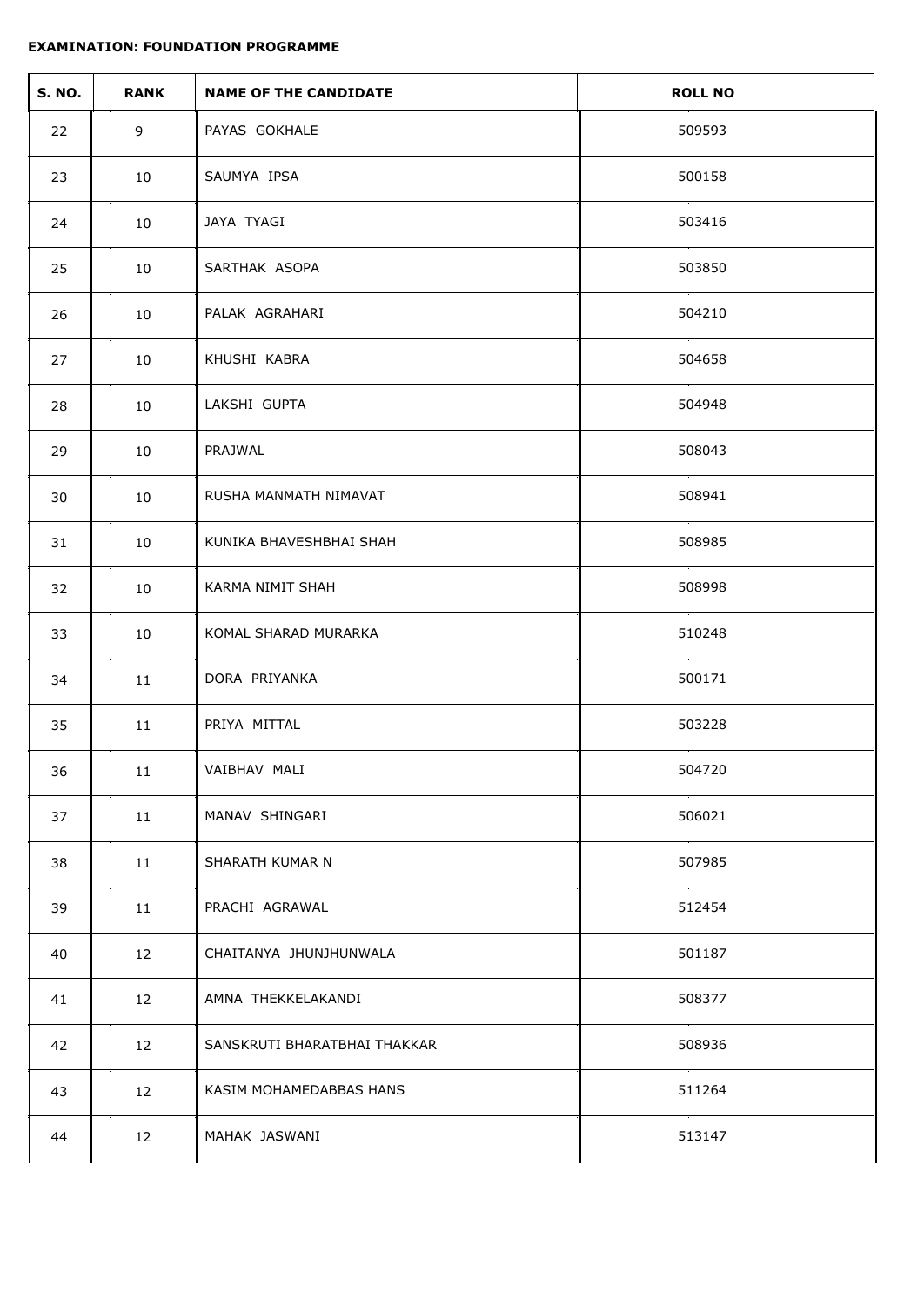**EXAMINATION: FOUNDATION PROGRAMME**

| S. NO. | RANK | NAME OF THE CANDIDATE | ROLL NO |
|---|---|---|---|
| 22 | 9 | PAYAS GOKHALE | 509593 |
| 23 | 10 | SAUMYA IPSA | 500158 |
| 24 | 10 | JAYA TYAGI | 503416 |
| 25 | 10 | SARTHAK ASOPA | 503850 |
| 26 | 10 | PALAK AGRAHARI | 504210 |
| 27 | 10 | KHUSHI KABRA | 504658 |
| 28 | 10 | LAKSHI GUPTA | 504948 |
| 29 | 10 | PRAJWAL | 508043 |
| 30 | 10 | RUSHA MANMATH NIMAVAT | 508941 |
| 31 | 10 | KUNIKA BHAVESHBHAI SHAH | 508985 |
| 32 | 10 | KARMA NIMIT SHAH | 508998 |
| 33 | 10 | KOMAL SHARAD MURARKA | 510248 |
| 34 | 11 | DORA PRIYANKA | 500171 |
| 35 | 11 | PRIYA MITTAL | 503228 |
| 36 | 11 | VAIBHAV MALI | 504720 |
| 37 | 11 | MANAV SHINGARI | 506021 |
| 38 | 11 | SHARATH KUMAR N | 507985 |
| 39 | 11 | PRACHI AGRAWAL | 512454 |
| 40 | 12 | CHAITANYA JHUNJHUNWALA | 501187 |
| 41 | 12 | AMNA THEKKELAKANDI | 508377 |
| 42 | 12 | SANSKRUTI BHARATBHAI THAKKAR | 508936 |
| 43 | 12 | KASIM MOHAMEDABBAS HANS | 511264 |
| 44 | 12 | MAHAK JASWANI | 513147 |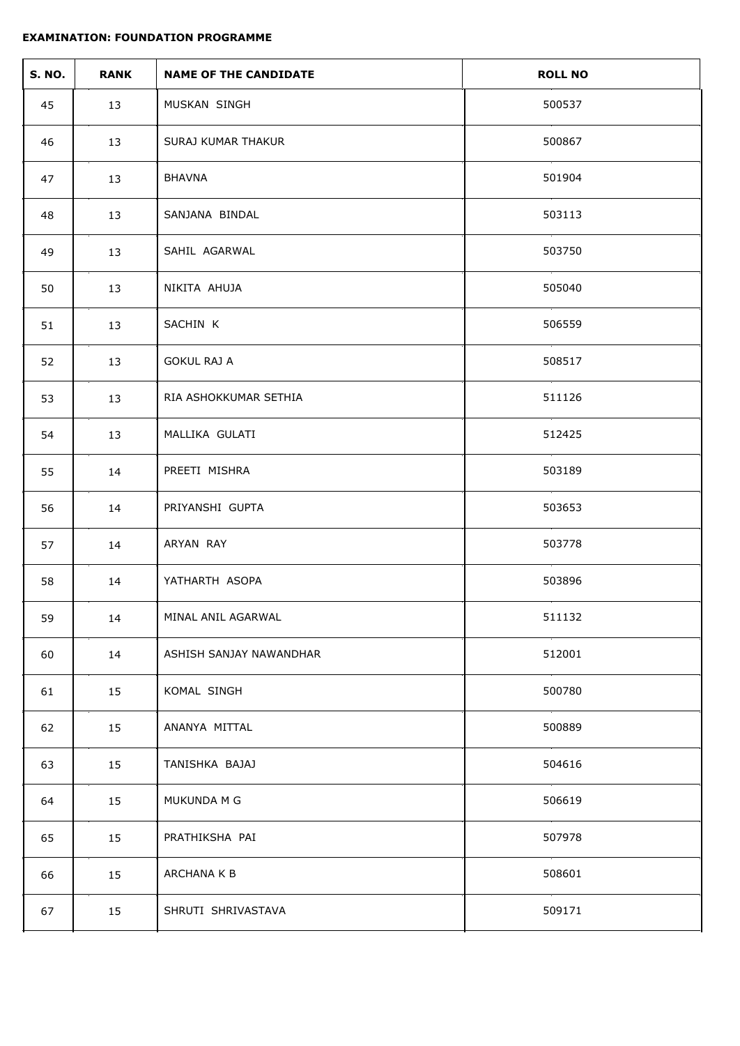**EXAMINATION: FOUNDATION PROGRAMME**

| S. NO. | RANK | NAME OF THE CANDIDATE | ROLL NO |
|---|---|---|---|
| 45 | 13 | MUSKAN SINGH | 500537 |
| 46 | 13 | SURAJ KUMAR THAKUR | 500867 |
| 47 | 13 | BHAVNA | 501904 |
| 48 | 13 | SANJANA BINDAL | 503113 |
| 49 | 13 | SAHIL AGARWAL | 503750 |
| 50 | 13 | NIKITA AHUJA | 505040 |
| 51 | 13 | SACHIN K | 506559 |
| 52 | 13 | GOKUL RAJ A | 508517 |
| 53 | 13 | RIA ASHOKKUMAR SETHIA | 511126 |
| 54 | 13 | MALLIKA GULATI | 512425 |
| 55 | 14 | PREETI MISHRA | 503189 |
| 56 | 14 | PRIYANSHI GUPTA | 503653 |
| 57 | 14 | ARYAN RAY | 503778 |
| 58 | 14 | YATHARTH ASOPA | 503896 |
| 59 | 14 | MINAL ANIL AGARWAL | 511132 |
| 60 | 14 | ASHISH SANJAY NAWANDHAR | 512001 |
| 61 | 15 | KOMAL SINGH | 500780 |
| 62 | 15 | ANANYA MITTAL | 500889 |
| 63 | 15 | TANISHKA BAJAJ | 504616 |
| 64 | 15 | MUKUNDA M G | 506619 |
| 65 | 15 | PRATHIKSHA PAI | 507978 |
| 66 | 15 | ARCHANA K B | 508601 |
| 67 | 15 | SHRUTI SHRIVASTAVA | 509171 |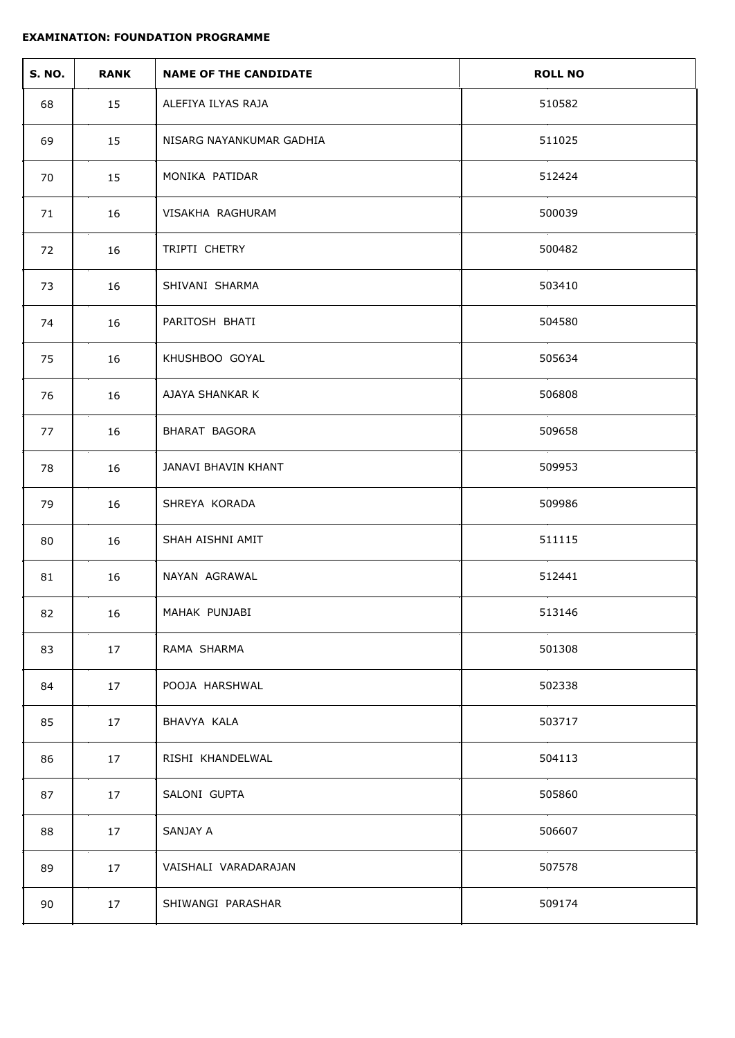**EXAMINATION: FOUNDATION PROGRAMME**

| S. NO. | RANK | NAME OF THE CANDIDATE | ROLL NO |
|---|---|---|---|
| 68 | 15 | ALEFIYA ILYAS RAJA | 510582 |
| 69 | 15 | NISARG NAYANKUMAR GADHIA | 511025 |
| 70 | 15 | MONIKA PATIDAR | 512424 |
| 71 | 16 | VISAKHA RAGHURAM | 500039 |
| 72 | 16 | TRIPTI CHETRY | 500482 |
| 73 | 16 | SHIVANI SHARMA | 503410 |
| 74 | 16 | PARITOSH BHATI | 504580 |
| 75 | 16 | KHUSHBOO GOYAL | 505634 |
| 76 | 16 | AJAYA SHANKAR K | 506808 |
| 77 | 16 | BHARAT BAGORA | 509658 |
| 78 | 16 | JANAVI BHAVIN KHANT | 509953 |
| 79 | 16 | SHREYA KORADA | 509986 |
| 80 | 16 | SHAH AISHNI AMIT | 511115 |
| 81 | 16 | NAYAN AGRAWAL | 512441 |
| 82 | 16 | MAHAK PUNJABI | 513146 |
| 83 | 17 | RAMA SHARMA | 501308 |
| 84 | 17 | POOJA HARSHWAL | 502338 |
| 85 | 17 | BHAVYA KALA | 503717 |
| 86 | 17 | RISHI KHANDELWAL | 504113 |
| 87 | 17 | SALONI GUPTA | 505860 |
| 88 | 17 | SANJAY A | 506607 |
| 89 | 17 | VAISHALI VARADARAJAN | 507578 |
| 90 | 17 | SHIWANGI PARASHAR | 509174 |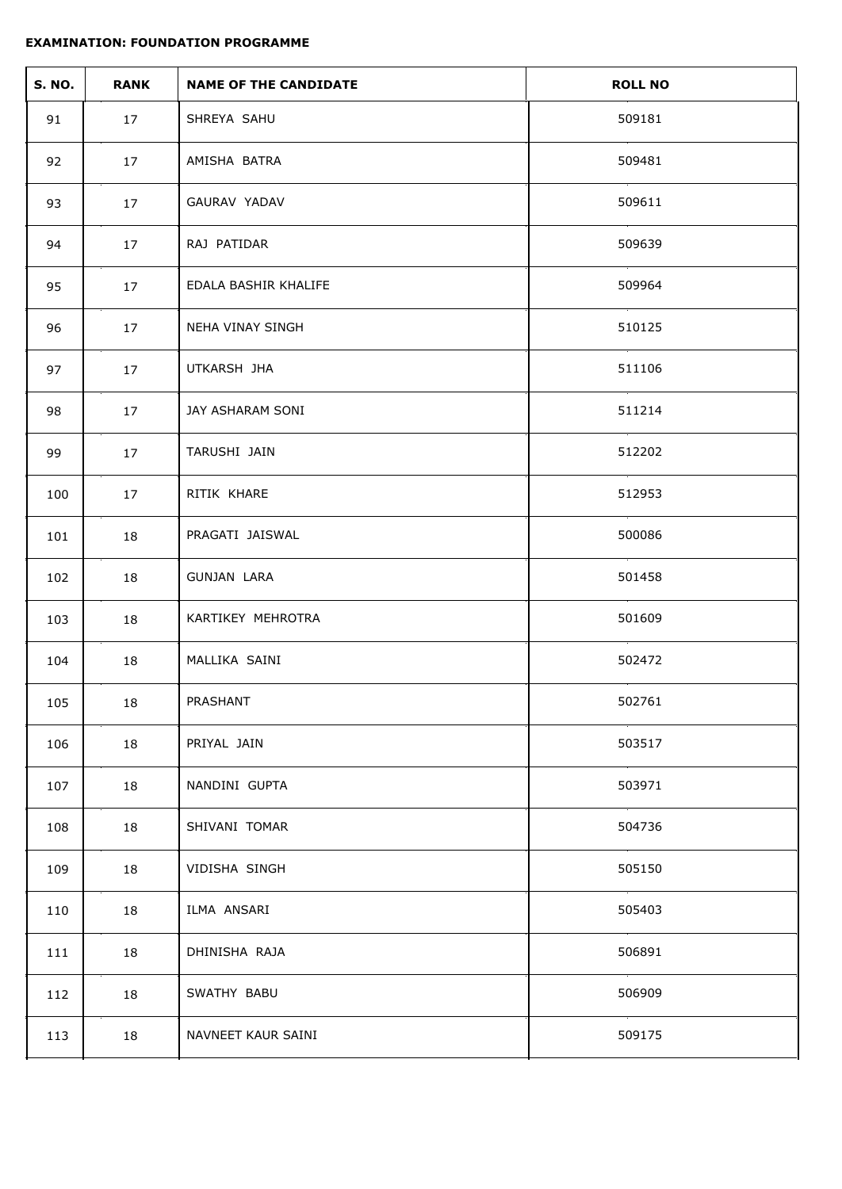**EXAMINATION: FOUNDATION PROGRAMME**

| S. NO. | RANK | NAME OF THE CANDIDATE | ROLL NO |
|---|---|---|---|
| 91 | 17 | SHREYA SAHU | 509181 |
| 92 | 17 | AMISHA BATRA | 509481 |
| 93 | 17 | GAURAV YADAV | 509611 |
| 94 | 17 | RAJ PATIDAR | 509639 |
| 95 | 17 | EDALA BASHIR KHALIFE | 509964 |
| 96 | 17 | NEHA VINAY SINGH | 510125 |
| 97 | 17 | UTKARSH JHA | 511106 |
| 98 | 17 | JAY ASHARAM SONI | 511214 |
| 99 | 17 | TARUSHI JAIN | 512202 |
| 100 | 17 | RITIK KHARE | 512953 |
| 101 | 18 | PRAGATI JAISWAL | 500086 |
| 102 | 18 | GUNJAN LARA | 501458 |
| 103 | 18 | KARTIKEY MEHROTRA | 501609 |
| 104 | 18 | MALLIKA SAINI | 502472 |
| 105 | 18 | PRASHANT | 502761 |
| 106 | 18 | PRIYAL JAIN | 503517 |
| 107 | 18 | NANDINI GUPTA | 503971 |
| 108 | 18 | SHIVANI TOMAR | 504736 |
| 109 | 18 | VIDISHA SINGH | 505150 |
| 110 | 18 | ILMA ANSARI | 505403 |
| 111 | 18 | DHINISHA RAJA | 506891 |
| 112 | 18 | SWATHY BABU | 506909 |
| 113 | 18 | NAVNEET KAUR SAINI | 509175 |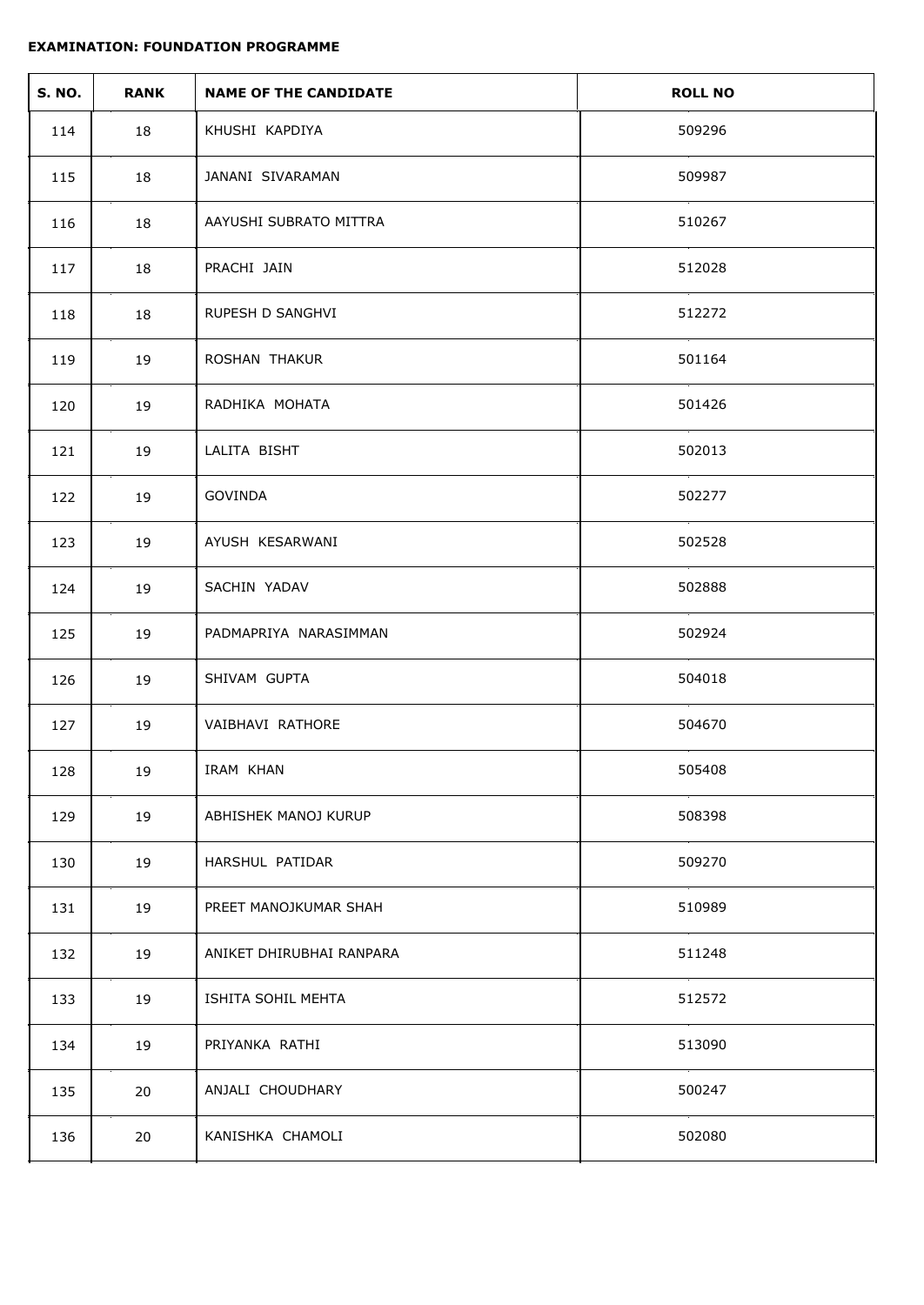**EXAMINATION: FOUNDATION PROGRAMME**

| S. NO. | RANK | NAME OF THE CANDIDATE | ROLL NO |
|---|---|---|---|
| 114 | 18 | KHUSHI KAPDIYA | 509296 |
| 115 | 18 | JANANI SIVARAMAN | 509987 |
| 116 | 18 | AAYUSHI SUBRATO MITTRA | 510267 |
| 117 | 18 | PRACHI JAIN | 512028 |
| 118 | 18 | RUPESH D SANGHVI | 512272 |
| 119 | 19 | ROSHAN THAKUR | 501164 |
| 120 | 19 | RADHIKA MOHATA | 501426 |
| 121 | 19 | LALITA BISHT | 502013 |
| 122 | 19 | GOVINDA | 502277 |
| 123 | 19 | AYUSH KESARWANI | 502528 |
| 124 | 19 | SACHIN YADAV | 502888 |
| 125 | 19 | PADMAPRIYA NARASIMMAN | 502924 |
| 126 | 19 | SHIVAM GUPTA | 504018 |
| 127 | 19 | VAIBHAVI RATHORE | 504670 |
| 128 | 19 | IRAM KHAN | 505408 |
| 129 | 19 | ABHISHEK MANOJ KURUP | 508398 |
| 130 | 19 | HARSHUL PATIDAR | 509270 |
| 131 | 19 | PREET MANOJKUMAR SHAH | 510989 |
| 132 | 19 | ANIKET DHIRUBHAI RANPARA | 511248 |
| 133 | 19 | ISHITA SOHIL MEHTA | 512572 |
| 134 | 19 | PRIYANKA RATHI | 513090 |
| 135 | 20 | ANJALI CHOUDHARY | 500247 |
| 136 | 20 | KANISHKA CHAMOLI | 502080 |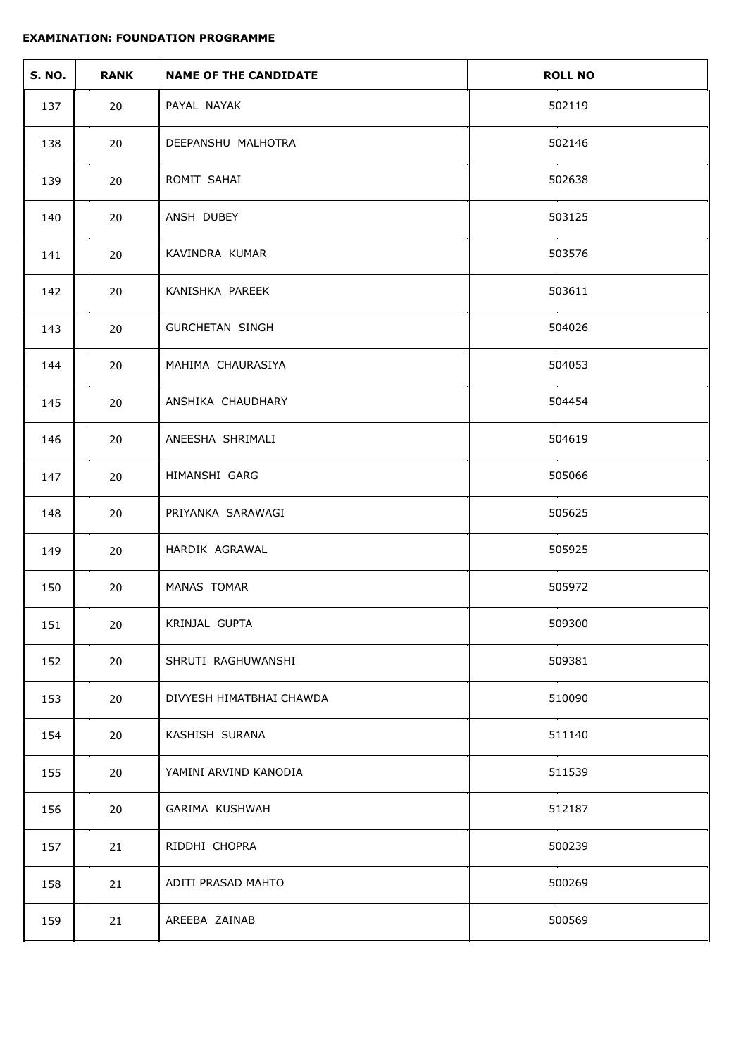**EXAMINATION: FOUNDATION PROGRAMME**

| S. NO. | RANK | NAME OF THE CANDIDATE | ROLL NO |
|---|---|---|---|
| 137 | 20 | PAYAL NAYAK | 502119 |
| 138 | 20 | DEEPANSHU MALHOTRA | 502146 |
| 139 | 20 | ROMIT SAHAI | 502638 |
| 140 | 20 | ANSH DUBEY | 503125 |
| 141 | 20 | KAVINDRA KUMAR | 503576 |
| 142 | 20 | KANISHKA PAREEK | 503611 |
| 143 | 20 | GURCHETAN SINGH | 504026 |
| 144 | 20 | MAHIMA CHAURASIYA | 504053 |
| 145 | 20 | ANSHIKA CHAUDHARY | 504454 |
| 146 | 20 | ANEESHA SHRIMALI | 504619 |
| 147 | 20 | HIMANSHI GARG | 505066 |
| 148 | 20 | PRIYANKA SARAWAGI | 505625 |
| 149 | 20 | HARDIK AGRAWAL | 505925 |
| 150 | 20 | MANAS TOMAR | 505972 |
| 151 | 20 | KRINJAL GUPTA | 509300 |
| 152 | 20 | SHRUTI RAGHUWANSHI | 509381 |
| 153 | 20 | DIVYESH HIMATBHAI CHAWDA | 510090 |
| 154 | 20 | KASHISH SURANA | 511140 |
| 155 | 20 | YAMINI ARVIND KANODIA | 511539 |
| 156 | 20 | GARIMA KUSHWAH | 512187 |
| 157 | 21 | RIDDHI CHOPRA | 500239 |
| 158 | 21 | ADITI PRASAD MAHTO | 500269 |
| 159 | 21 | AREEBA ZAINAB | 500569 |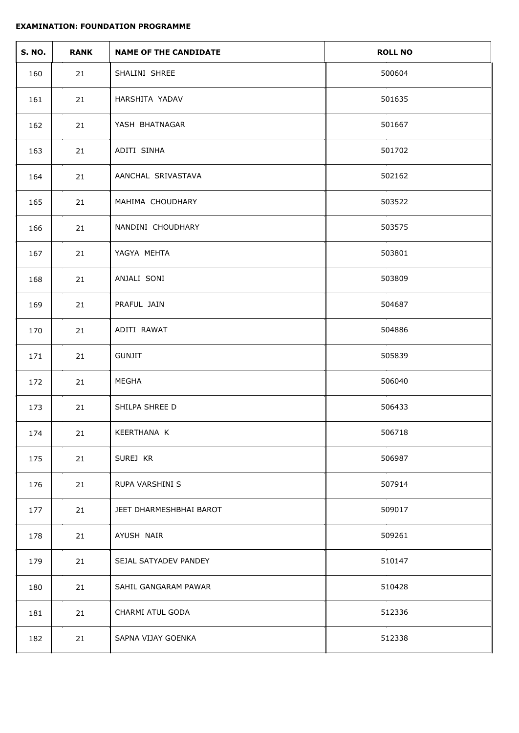**EXAMINATION: FOUNDATION PROGRAMME**

| S. NO. | RANK | NAME OF THE CANDIDATE | ROLL NO |
|---|---|---|---|
| 160 | 21 | SHALINI SHREE | 500604 |
| 161 | 21 | HARSHITA YADAV | 501635 |
| 162 | 21 | YASH BHATNAGAR | 501667 |
| 163 | 21 | ADITI SINHA | 501702 |
| 164 | 21 | AANCHAL SRIVASTAVA | 502162 |
| 165 | 21 | MAHIMA CHOUDHARY | 503522 |
| 166 | 21 | NANDINI CHOUDHARY | 503575 |
| 167 | 21 | YAGYA MEHTA | 503801 |
| 168 | 21 | ANJALI SONI | 503809 |
| 169 | 21 | PRAFUL JAIN | 504687 |
| 170 | 21 | ADITI RAWAT | 504886 |
| 171 | 21 | GUNJIT | 505839 |
| 172 | 21 | MEGHA | 506040 |
| 173 | 21 | SHILPA SHREE D | 506433 |
| 174 | 21 | KEERTHANA K | 506718 |
| 175 | 21 | SUREJ KR | 506987 |
| 176 | 21 | RUPA VARSHINI S | 507914 |
| 177 | 21 | JEET DHARMESHBHAI BAROT | 509017 |
| 178 | 21 | AYUSH NAIR | 509261 |
| 179 | 21 | SEJAL SATYADEV PANDEY | 510147 |
| 180 | 21 | SAHIL GANGARAM PAWAR | 510428 |
| 181 | 21 | CHARMI ATUL GODA | 512336 |
| 182 | 21 | SAPNA VIJAY GOENKA | 512338 |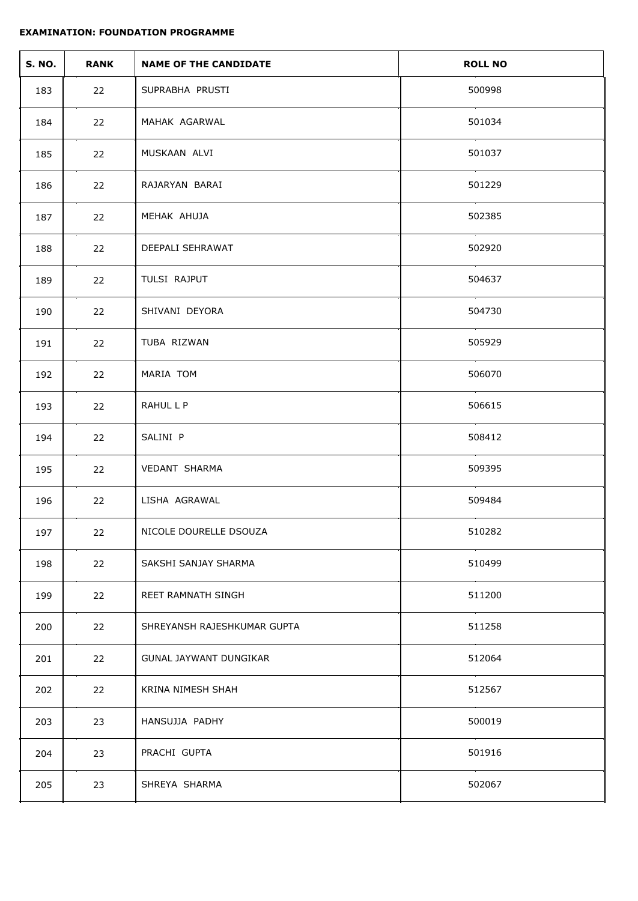**EXAMINATION: FOUNDATION PROGRAMME**

| S. NO. | RANK | NAME OF THE CANDIDATE | ROLL NO |
|---|---|---|---|
| 183 | 22 | SUPRABHA PRUSTI | 500998 |
| 184 | 22 | MAHAK AGARWAL | 501034 |
| 185 | 22 | MUSKAAN ALVI | 501037 |
| 186 | 22 | RAJARYAN BARAI | 501229 |
| 187 | 22 | MEHAK AHUJA | 502385 |
| 188 | 22 | DEEPALI SEHRAWAT | 502920 |
| 189 | 22 | TULSI RAJPUT | 504637 |
| 190 | 22 | SHIVANI DEYORA | 504730 |
| 191 | 22 | TUBA RIZWAN | 505929 |
| 192 | 22 | MARIA TOM | 506070 |
| 193 | 22 | RAHUL L P | 506615 |
| 194 | 22 | SALINI P | 508412 |
| 195 | 22 | VEDANT SHARMA | 509395 |
| 196 | 22 | LISHA AGRAWAL | 509484 |
| 197 | 22 | NICOLE DOURELLE DSOUZA | 510282 |
| 198 | 22 | SAKSHI SANJAY SHARMA | 510499 |
| 199 | 22 | REET RAMNATH SINGH | 511200 |
| 200 | 22 | SHREYANSH RAJESHKUMAR GUPTA | 511258 |
| 201 | 22 | GUNAL JAYWANT DUNGIKAR | 512064 |
| 202 | 22 | KRINA NIMESH SHAH | 512567 |
| 203 | 23 | HANSUJJA PADHY | 500019 |
| 204 | 23 | PRACHI GUPTA | 501916 |
| 205 | 23 | SHREYA SHARMA | 502067 |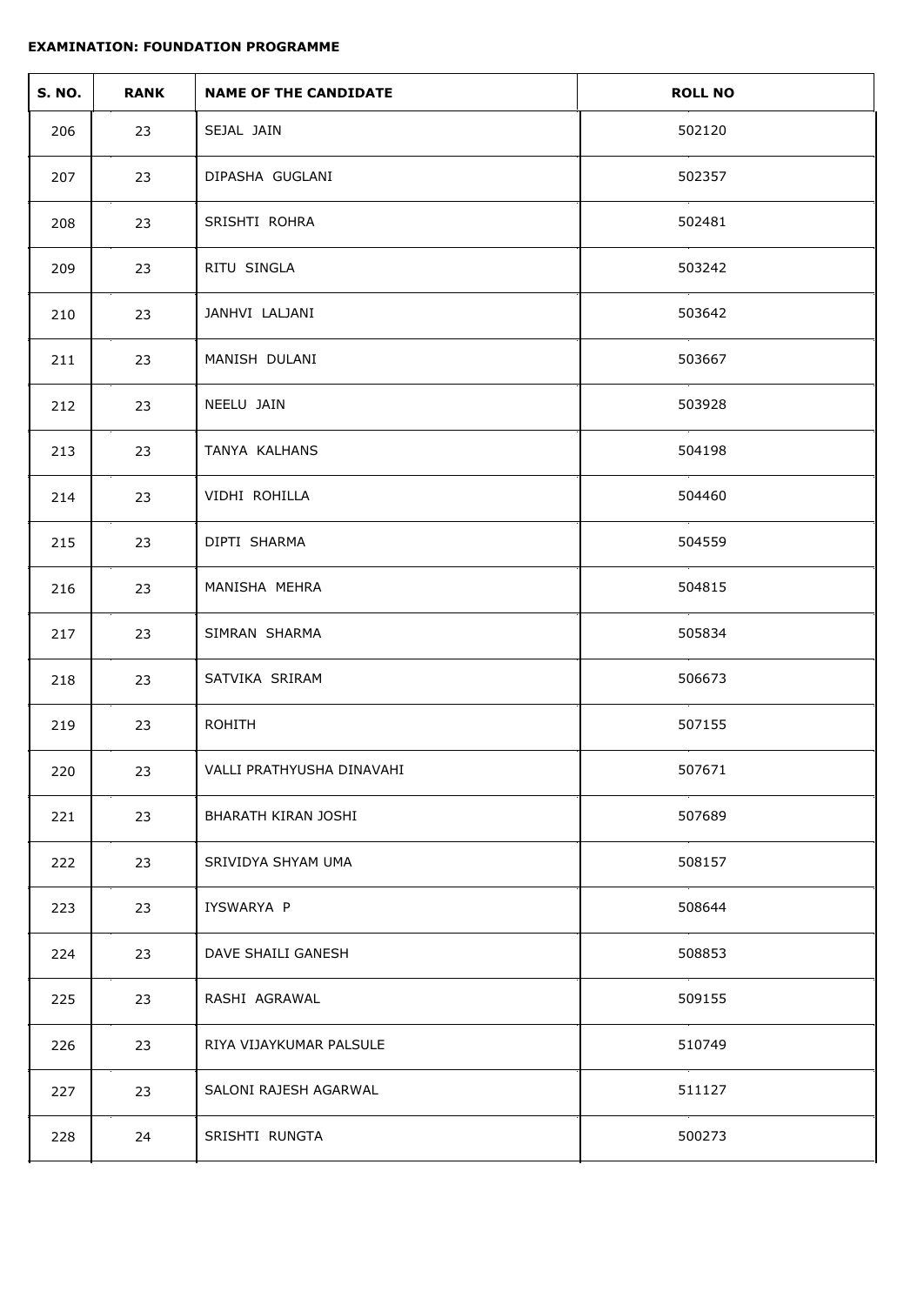**EXAMINATION: FOUNDATION PROGRAMME**

| S. NO. | RANK | NAME OF THE CANDIDATE | ROLL NO |
|---|---|---|---|
| 206 | 23 | SEJAL JAIN | 502120 |
| 207 | 23 | DIPASHA GUGLANI | 502357 |
| 208 | 23 | SRISHTI ROHRA | 502481 |
| 209 | 23 | RITU SINGLA | 503242 |
| 210 | 23 | JANHVI LALJANI | 503642 |
| 211 | 23 | MANISH DULANI | 503667 |
| 212 | 23 | NEELU JAIN | 503928 |
| 213 | 23 | TANYA KALHANS | 504198 |
| 214 | 23 | VIDHI ROHILLA | 504460 |
| 215 | 23 | DIPTI SHARMA | 504559 |
| 216 | 23 | MANISHA MEHRA | 504815 |
| 217 | 23 | SIMRAN SHARMA | 505834 |
| 218 | 23 | SATVIKA SRIRAM | 506673 |
| 219 | 23 | ROHITH | 507155 |
| 220 | 23 | VALLI PRATHYUSHA DINAVAHI | 507671 |
| 221 | 23 | BHARATH KIRAN JOSHI | 507689 |
| 222 | 23 | SRIVIDYA SHYAM UMA | 508157 |
| 223 | 23 | IYSWARYA P | 508644 |
| 224 | 23 | DAVE SHAILI GANESH | 508853 |
| 225 | 23 | RASHI AGRAWAL | 509155 |
| 226 | 23 | RIYA VIJAYKUMAR PALSULE | 510749 |
| 227 | 23 | SALONI RAJESH AGARWAL | 511127 |
| 228 | 24 | SRISHTI RUNGTA | 500273 |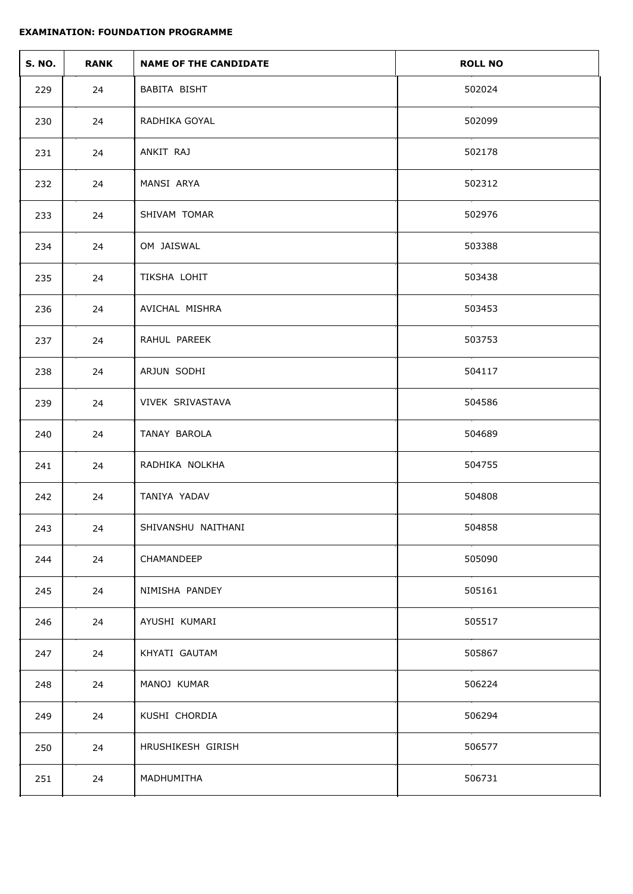**EXAMINATION: FOUNDATION PROGRAMME**

| S. NO. | RANK | NAME OF THE CANDIDATE | ROLL NO |
|---|---|---|---|
| 229 | 24 | BABITA BISHT | 502024 |
| 230 | 24 | RADHIKA GOYAL | 502099 |
| 231 | 24 | ANKIT RAJ | 502178 |
| 232 | 24 | MANSI ARYA | 502312 |
| 233 | 24 | SHIVAM TOMAR | 502976 |
| 234 | 24 | OM JAISWAL | 503388 |
| 235 | 24 | TIKSHA LOHIT | 503438 |
| 236 | 24 | AVICHAL MISHRA | 503453 |
| 237 | 24 | RAHUL PAREEK | 503753 |
| 238 | 24 | ARJUN SODHI | 504117 |
| 239 | 24 | VIVEK SRIVASTAVA | 504586 |
| 240 | 24 | TANAY BAROLA | 504689 |
| 241 | 24 | RADHIKA NOLKHA | 504755 |
| 242 | 24 | TANIYA YADAV | 504808 |
| 243 | 24 | SHIVANSHU NAITHANI | 504858 |
| 244 | 24 | CHAMANDEEP | 505090 |
| 245 | 24 | NIMISHA PANDEY | 505161 |
| 246 | 24 | AYUSHI KUMARI | 505517 |
| 247 | 24 | KHYATI GAUTAM | 505867 |
| 248 | 24 | MANOJ KUMAR | 506224 |
| 249 | 24 | KUSHI CHORDIA | 506294 |
| 250 | 24 | HRUSHIKESH GIRISH | 506577 |
| 251 | 24 | MADHUMITHA | 506731 |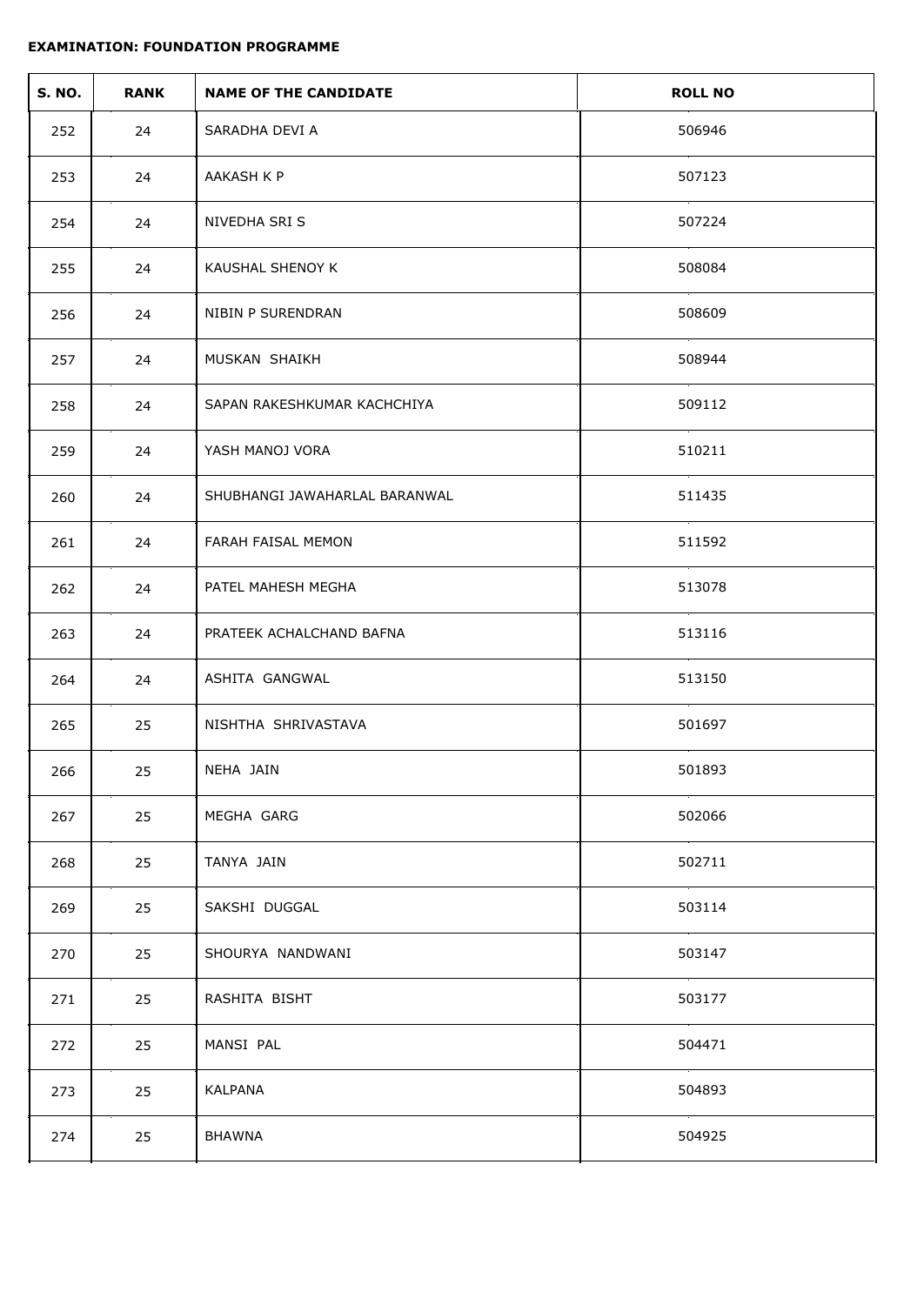**EXAMINATION: FOUNDATION PROGRAMME**

| S. NO. | RANK | NAME OF THE CANDIDATE | ROLL NO |
|---|---|---|---|
| 252 | 24 | SARADHA DEVI A | 506946 |
| 253 | 24 | AAKASH K P | 507123 |
| 254 | 24 | NIVEDHA SRI S | 507224 |
| 255 | 24 | KAUSHAL SHENOY K | 508084 |
| 256 | 24 | NIBIN P SURENDRAN | 508609 |
| 257 | 24 | MUSKAN SHAIKH | 508944 |
| 258 | 24 | SAPAN RAKESHKUMAR KACHCHIYA | 509112 |
| 259 | 24 | YASH MANOJ VORA | 510211 |
| 260 | 24 | SHUBHANGI JAWAHARLAL BARANWAL | 511435 |
| 261 | 24 | FARAH FAISAL MEMON | 511592 |
| 262 | 24 | PATEL MAHESH MEGHA | 513078 |
| 263 | 24 | PRATEEK ACHALCHAND BAFNA | 513116 |
| 264 | 24 | ASHITA GANGWAL | 513150 |
| 265 | 25 | NISHTHA SHRIVASTAVA | 501697 |
| 266 | 25 | NEHA JAIN | 501893 |
| 267 | 25 | MEGHA GARG | 502066 |
| 268 | 25 | TANYA JAIN | 502711 |
| 269 | 25 | SAKSHI DUGGAL | 503114 |
| 270 | 25 | SHOURYA NANDWANI | 503147 |
| 271 | 25 | RASHITA BISHT | 503177 |
| 272 | 25 | MANSI PAL | 504471 |
| 273 | 25 | KALPANA | 504893 |
| 274 | 25 | BHAWNA | 504925 |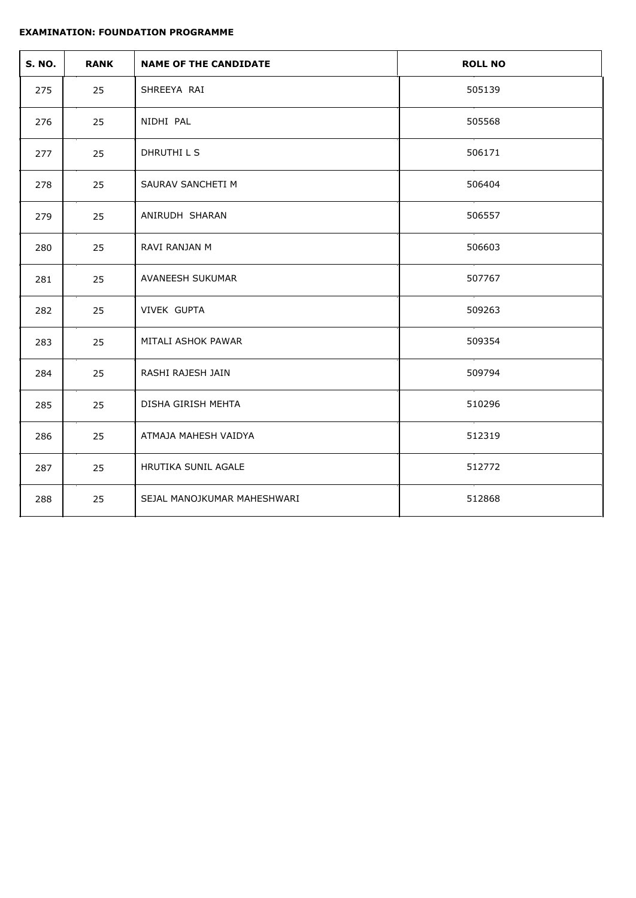**EXAMINATION: FOUNDATION PROGRAMME**

| S. NO. | RANK | NAME OF THE CANDIDATE | ROLL NO |
|---|---|---|---|
| 275 | 25 | SHREEYA RAI | 505139 |
| 276 | 25 | NIDHI PAL | 505568 |
| 277 | 25 | DHRUTHI L S | 506171 |
| 278 | 25 | SAURAV SANCHETI M | 506404 |
| 279 | 25 | ANIRUDH SHARAN | 506557 |
| 280 | 25 | RAVI RANJAN M | 506603 |
| 281 | 25 | AVANEESH SUKUMAR | 507767 |
| 282 | 25 | VIVEK GUPTA | 509263 |
| 283 | 25 | MITALI ASHOK PAWAR | 509354 |
| 284 | 25 | RASHI RAJESH JAIN | 509794 |
| 285 | 25 | DISHA GIRISH MEHTA | 510296 |
| 286 | 25 | ATMAJA MAHESH VAIDYA | 512319 |
| 287 | 25 | HRUTIKA SUNIL AGALE | 512772 |
| 288 | 25 | SEJAL MANOJKUMAR MAHESHWARI | 512868 |